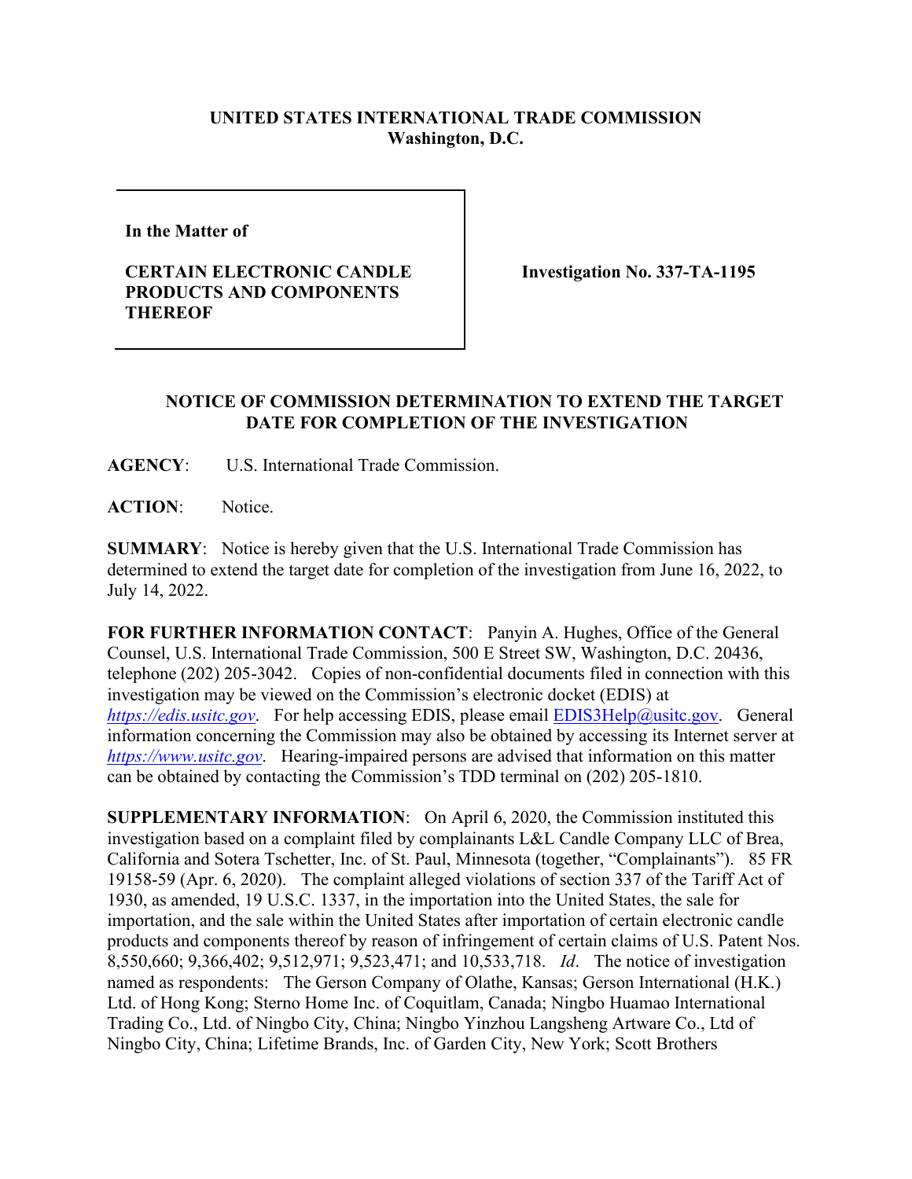**UNITED STATES INTERNATIONAL TRADE COMMISSION**
**Washington, D.C.**

| **In the Matter of**<br><br>**CERTAIN ELECTRONIC CANDLE PRODUCTS AND COMPONENTS THEREOF** | **Investigation No. 337-TA-1195** |
|---|---|

## NOTICE OF COMMISSION DETERMINATION TO EXTEND THE TARGET DATE FOR COMPLETION OF THE INVESTIGATION

**AGENCY**: U.S. International Trade Commission.

**ACTION**: Notice.

**SUMMARY**: Notice is hereby given that the U.S. International Trade Commission has determined to extend the target date for completion of the investigation from June 16, 2022, to July 14, 2022.

**FOR FURTHER INFORMATION CONTACT**: Panyin A. Hughes, Office of the General Counsel, U.S. International Trade Commission, 500 E Street SW, Washington, D.C. 20436, telephone (202) 205-3042. Copies of non-confidential documents filed in connection with this investigation may be viewed on the Commission's electronic docket (EDIS) at *https://edis.usitc.gov*. For help accessing EDIS, please email EDIS3Help@usitc.gov. General information concerning the Commission may also be obtained by accessing its Internet server at *https://www.usitc.gov*. Hearing-impaired persons are advised that information on this matter can be obtained by contacting the Commission's TDD terminal on (202) 205-1810.

**SUPPLEMENTARY INFORMATION**: On April 6, 2020, the Commission instituted this investigation based on a complaint filed by complainants L&L Candle Company LLC of Brea, California and Sotera Tschetter, Inc. of St. Paul, Minnesota (together, "Complainants"). 85 FR 19158-59 (Apr. 6, 2020). The complaint alleged violations of section 337 of the Tariff Act of 1930, as amended, 19 U.S.C. 1337, in the importation into the United States, the sale for importation, and the sale within the United States after importation of certain electronic candle products and components thereof by reason of infringement of certain claims of U.S. Patent Nos. 8,550,660; 9,366,402; 9,512,971; 9,523,471; and 10,533,718. *Id*. The notice of investigation named as respondents: The Gerson Company of Olathe, Kansas; Gerson International (H.K.) Ltd. of Hong Kong; Sterno Home Inc. of Coquitlam, Canada; Ningbo Huamao International Trading Co., Ltd. of Ningbo City, China; Ningbo Yinzhou Langsheng Artware Co., Ltd of Ningbo City, China; Lifetime Brands, Inc. of Garden City, New York; Scott Brothers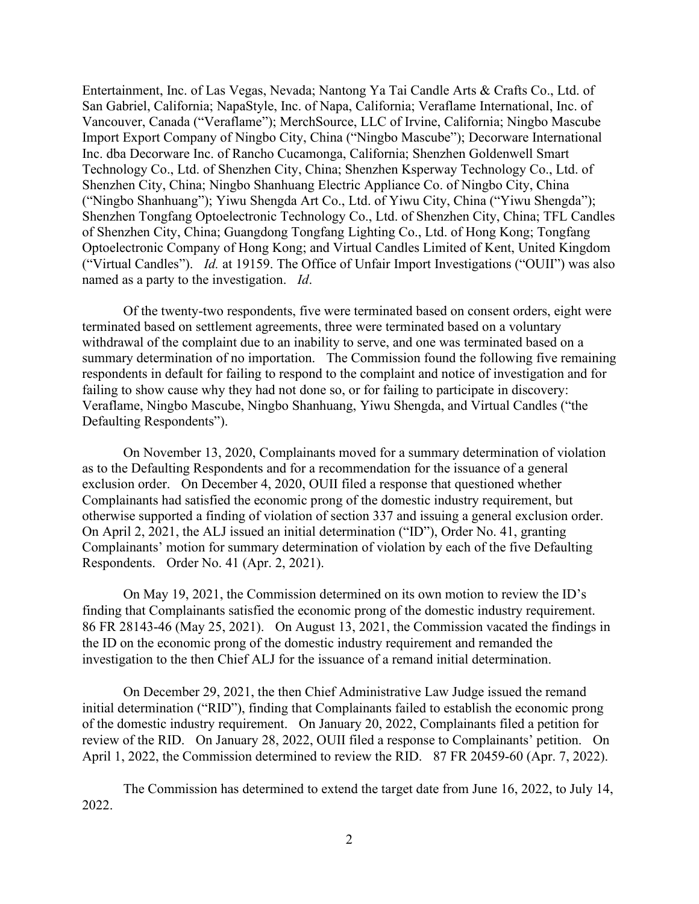Entertainment, Inc. of Las Vegas, Nevada; Nantong Ya Tai Candle Arts & Crafts Co., Ltd. of San Gabriel, California; NapaStyle, Inc. of Napa, California; Veraflame International, Inc. of Vancouver, Canada ("Veraflame"); MerchSource, LLC of Irvine, California; Ningbo Mascube Import Export Company of Ningbo City, China ("Ningbo Mascube"); Decorware International Inc. dba Decorware Inc. of Rancho Cucamonga, California; Shenzhen Goldenwell Smart Technology Co., Ltd. of Shenzhen City, China; Shenzhen Ksperway Technology Co., Ltd. of Shenzhen City, China; Ningbo Shanhuang Electric Appliance Co. of Ningbo City, China ("Ningbo Shanhuang"); Yiwu Shengda Art Co., Ltd. of Yiwu City, China ("Yiwu Shengda"); Shenzhen Tongfang Optoelectronic Technology Co., Ltd. of Shenzhen City, China; TFL Candles of Shenzhen City, China; Guangdong Tongfang Lighting Co., Ltd. of Hong Kong; Tongfang Optoelectronic Company of Hong Kong; and Virtual Candles Limited of Kent, United Kingdom ("Virtual Candles"). *Id.* at 19159. The Office of Unfair Import Investigations ("OUII") was also named as a party to the investigation. *Id*.

Of the twenty-two respondents, five were terminated based on consent orders, eight were terminated based on settlement agreements, three were terminated based on a voluntary withdrawal of the complaint due to an inability to serve, and one was terminated based on a summary determination of no importation. The Commission found the following five remaining respondents in default for failing to respond to the complaint and notice of investigation and for failing to show cause why they had not done so, or for failing to participate in discovery: Veraflame, Ningbo Mascube, Ningbo Shanhuang, Yiwu Shengda, and Virtual Candles ("the Defaulting Respondents").

On November 13, 2020, Complainants moved for a summary determination of violation as to the Defaulting Respondents and for a recommendation for the issuance of a general exclusion order. On December 4, 2020, OUII filed a response that questioned whether Complainants had satisfied the economic prong of the domestic industry requirement, but otherwise supported a finding of violation of section 337 and issuing a general exclusion order. On April 2, 2021, the ALJ issued an initial determination ("ID"), Order No. 41, granting Complainants' motion for summary determination of violation by each of the five Defaulting Respondents. Order No. 41 (Apr. 2, 2021).

On May 19, 2021, the Commission determined on its own motion to review the ID's finding that Complainants satisfied the economic prong of the domestic industry requirement. 86 FR 28143-46 (May 25, 2021). On August 13, 2021, the Commission vacated the findings in the ID on the economic prong of the domestic industry requirement and remanded the investigation to the then Chief ALJ for the issuance of a remand initial determination.

On December 29, 2021, the then Chief Administrative Law Judge issued the remand initial determination ("RID"), finding that Complainants failed to establish the economic prong of the domestic industry requirement. On January 20, 2022, Complainants filed a petition for review of the RID. On January 28, 2022, OUII filed a response to Complainants' petition. On April 1, 2022, the Commission determined to review the RID. 87 FR 20459-60 (Apr. 7, 2022).

The Commission has determined to extend the target date from June 16, 2022, to July 14, 2022.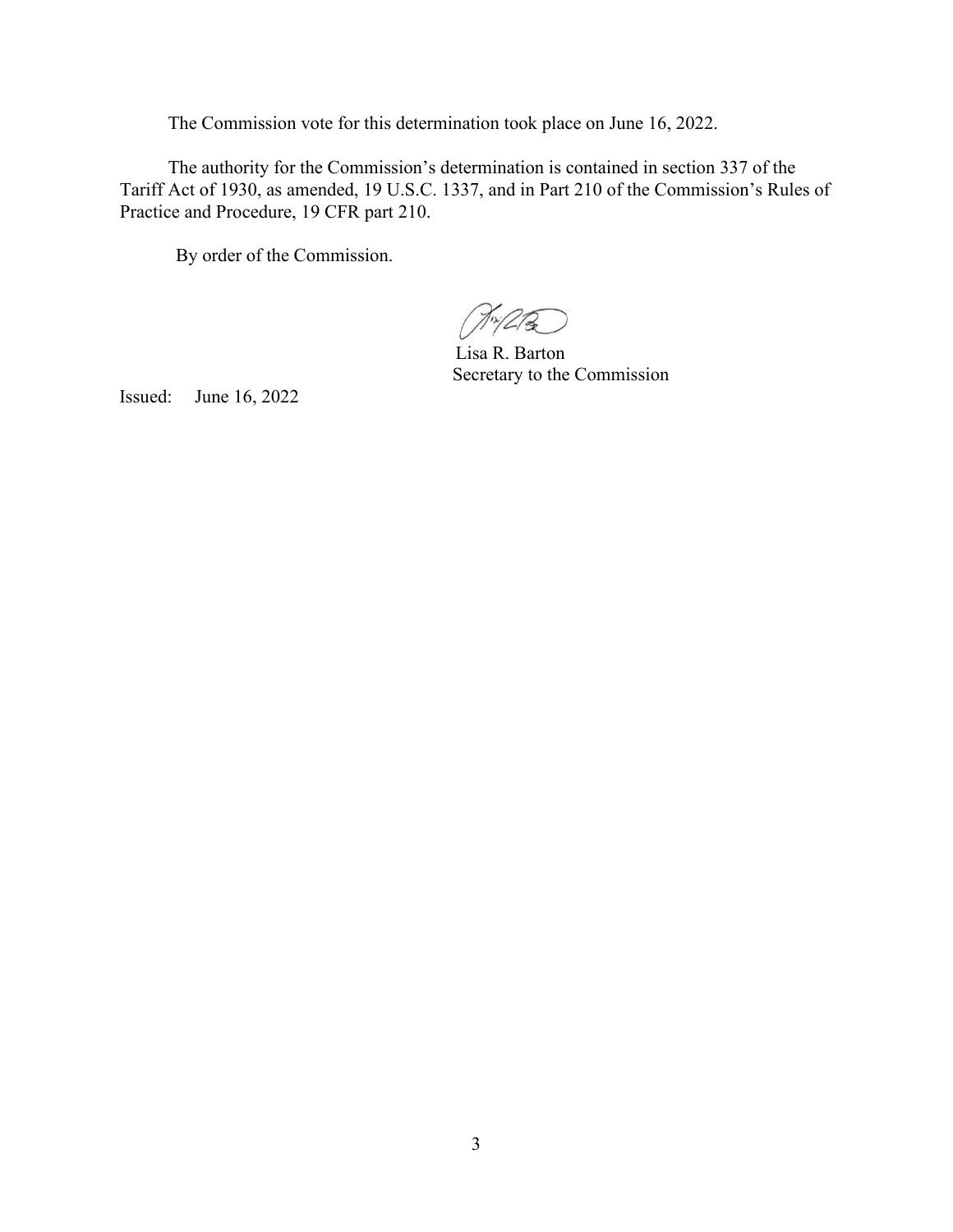The Commission vote for this determination took place on June 16, 2022.

The authority for the Commission's determination is contained in section 337 of the Tariff Act of 1930, as amended, 19 U.S.C. 1337, and in Part 210 of the Commission's Rules of Practice and Procedure, 19 CFR part 210.

By order of the Commission.

Lisa R. Barton
Secretary to the Commission

Issued: June 16, 2022